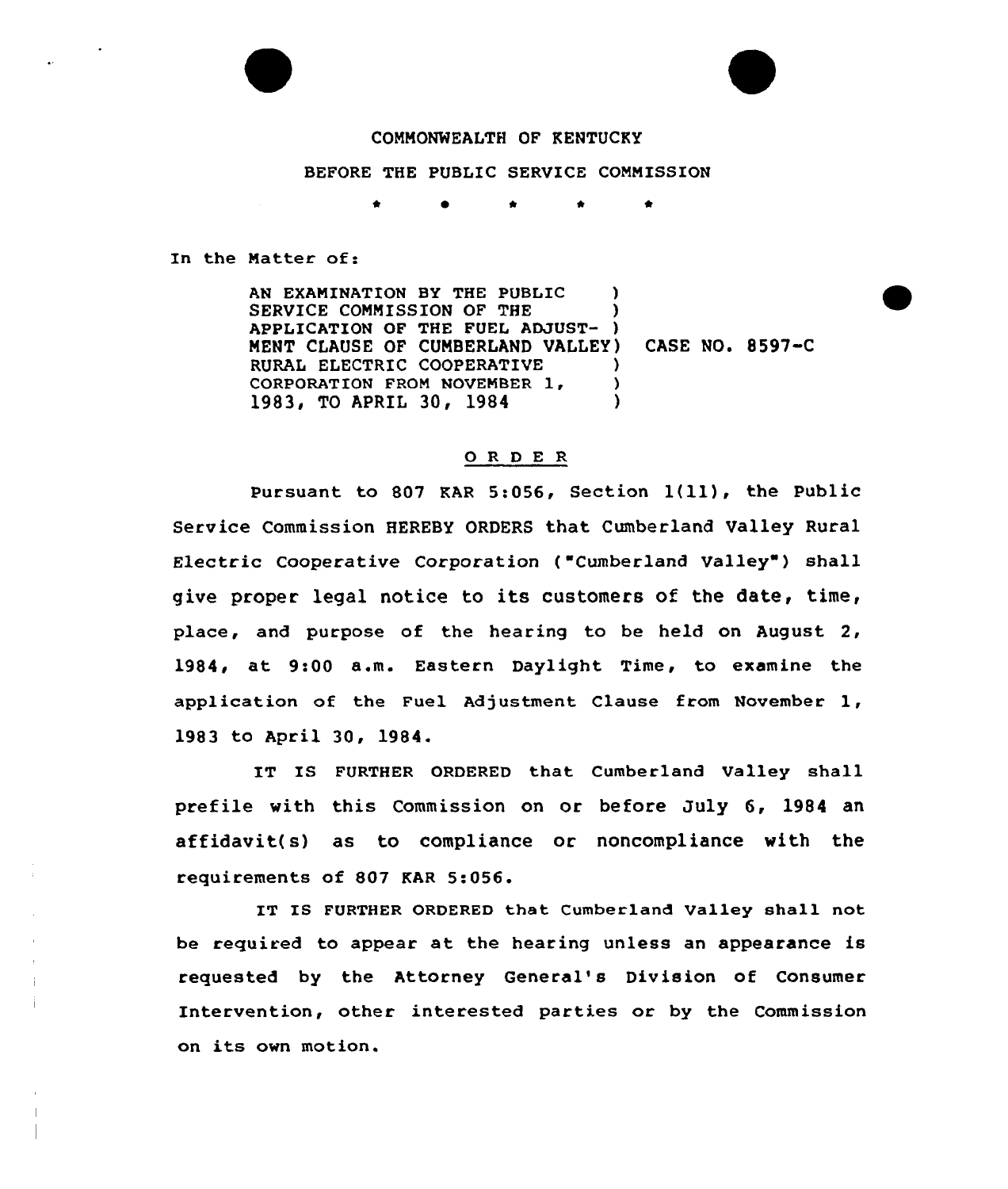COMMONWEALTH OF KENTUCKY

BEFORE THE PUBLIC SERVICE COMMISSION

\* \* \* \* \*

In the Matter of:

| | |
|---|---|
| AN EXAMINATION BY THE PUBLIC SERVICE COMMISSION OF THE APPLICATION OF THE FUEL ADJUSTMENT CLAUSE OF CUMBERLAND VALLEY RURAL ELECTRIC COOPERATIVE CORPORATION FROM NOVEMBER 1, 1983, TO APRIL 30, 1984 | CASE NO. 8597-C |

## O R D E R

Pursuant to 807 KAR 5:056, Section 1(11), the Public Service Commission HEREBY ORDERS that Cumberland Valley Rural Electric Cooperative Corporation ("Cumberland Valley") shall give proper legal notice to its customers of the date, time, place, and purpose of the hearing to be held on August 2, 1984, at 9:00 a.m. Eastern Daylight Time, to examine the application of the Fuel Adjustment Clause from November 1, 1983 to April 30, 1984.

IT IS FURTHER ORDERED that Cumberland Valley shall prefile with this Commission on or before July 6, 1984 an affidavit(s) as to compliance or noncompliance with the requirements of 807 KAR 5:056.

IT IS FURTHER ORDERED that Cumberland Valley shall not be required to appear at the hearing unless an appearance is requested by the Attorney General's Division of Consumer Intervention, other interested parties or by the Commission on its own motion.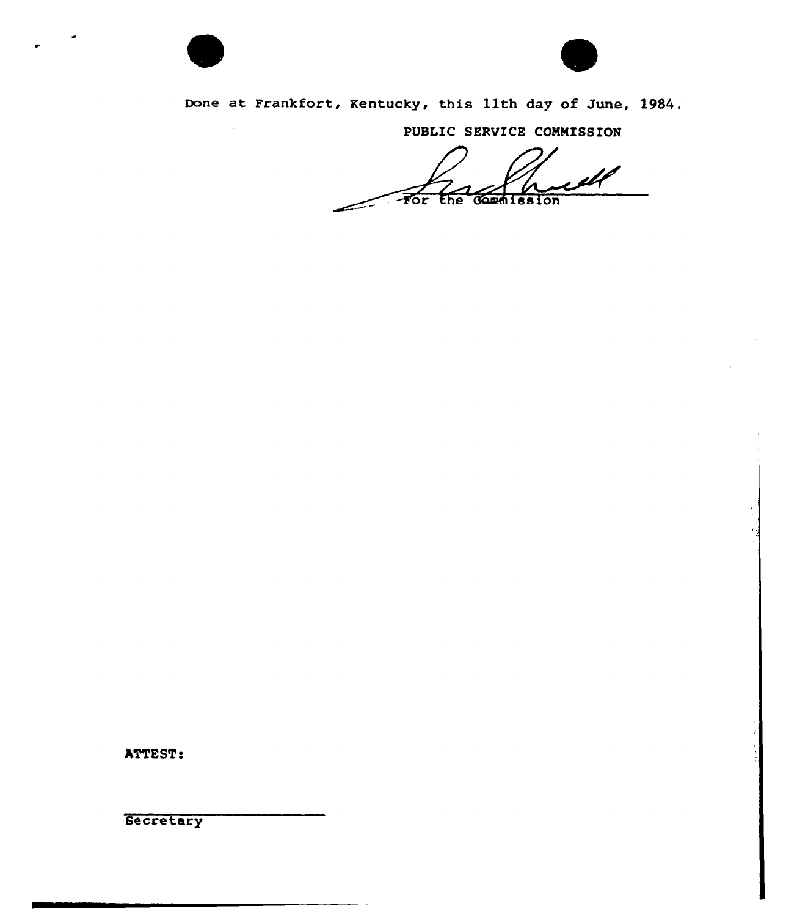Done at Frankfort, Kentucky, this 11th day of June, 1984.

PUBLIC SERVICE COMMISSION

For the Commission

ATTEST:

Secretary